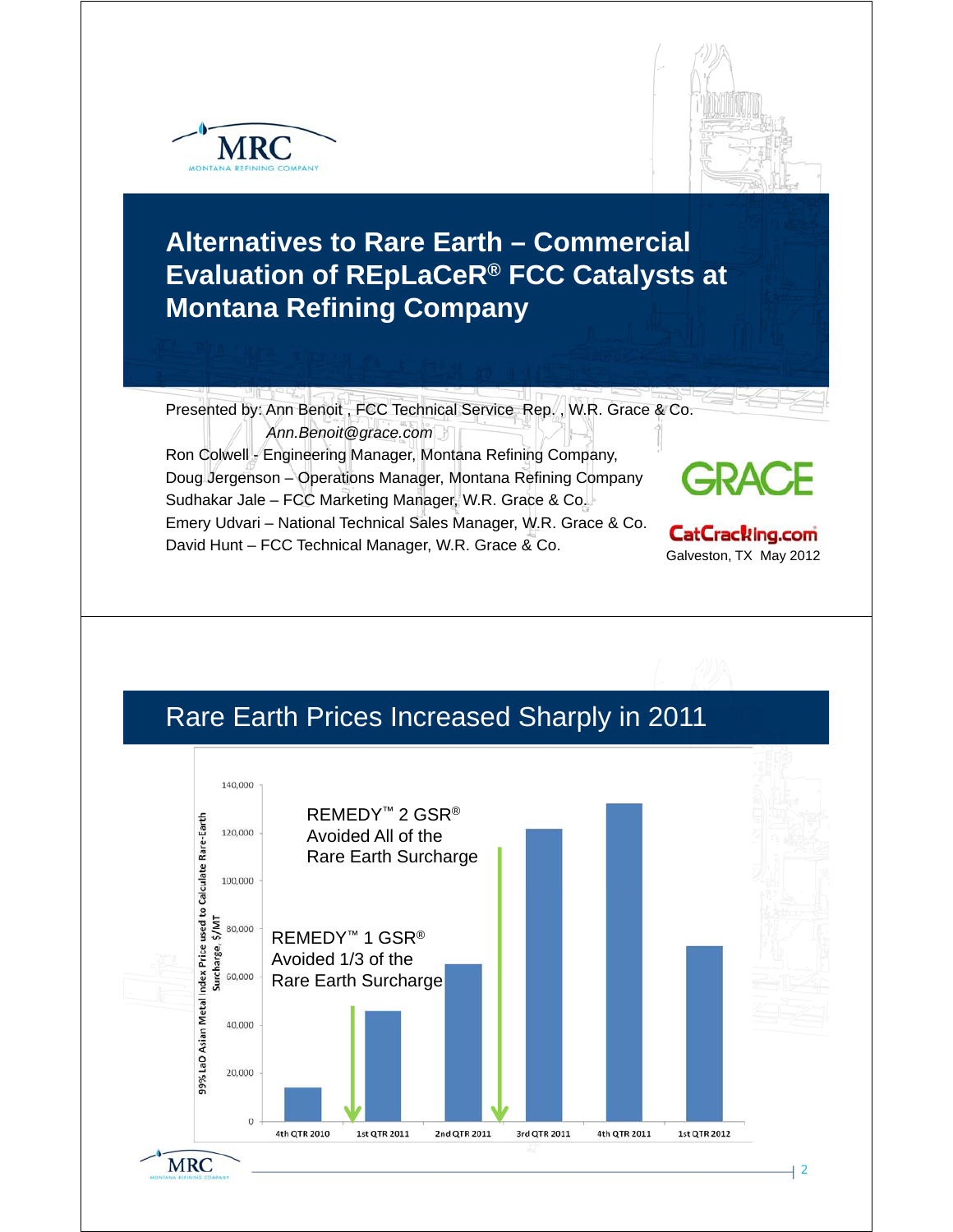# Alternatives to Rare Earth – Commercial Evaluation of REpLaCeR® FCC Catalysts at Montana Refining Company

Presented by: Ann Benoit , FCC Technical Service Rep. , W.R. Grace & Co.
*Ann.Benoit@grace.com*

Ron Colwell - Engineering Manager, Montana Refining Company,
Doug Jergenson – Operations Manager, Montana Refining Company
Sudhakar Jale – FCC Marketing Manager, W.R. Grace & Co.
Emery Udvari – National Technical Sales Manager, W.R. Grace & Co.
David Hunt – FCC Technical Manager, W.R. Grace & Co.

GRACE

CatCracking.com
Galveston, TX May 2012

## Rare Earth Prices Increased Sharply in 2011

99% LaO Asian Metal Index Price used to Calculate Rare-Earth Surcharge, $/MT

| Quarter | Price ($/MT, approx.) |
|---|---|
| 4th QTR 2010 | ~14,000 |
| 1st QTR 2011 | ~46,000 |
| 2nd QTR 2011 | ~65,000 |
| 3rd QTR 2011 | ~122,000 |
| 4th QTR 2011 | ~132,000 |
| 1st QTR 2012 | ~72,000 |

REMEDY™ 1 GSR® Avoided 1/3 of the Rare Earth Surcharge

REMEDY™ 2 GSR® Avoided All of the Rare Earth Surcharge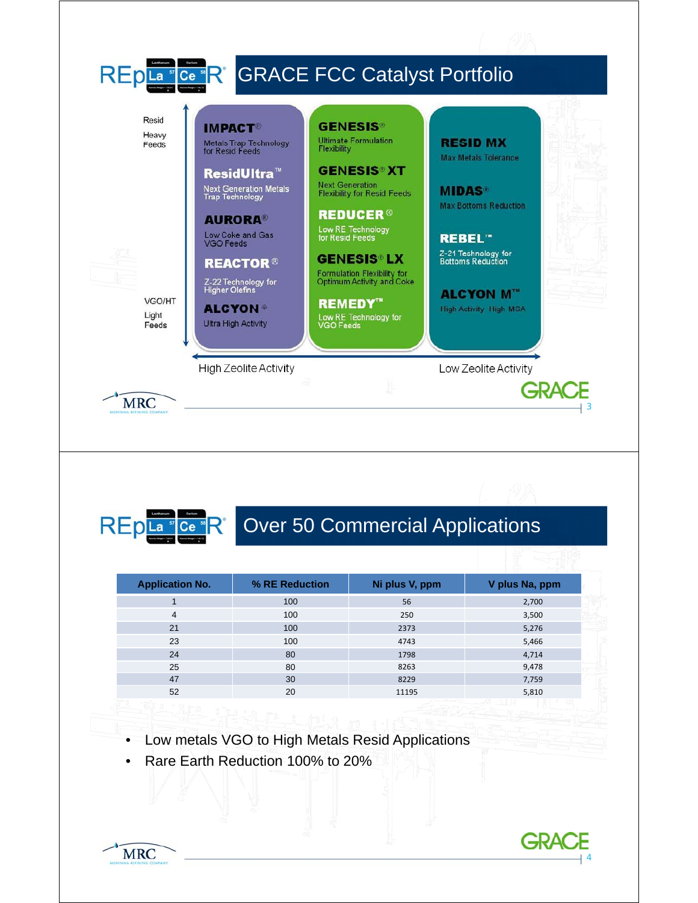# GRACE FCC Catalyst Portfolio

| | High Zeolite Activity | | Low Zeolite Activity |
|---|---|---|---|
| Resid Heavy Feeds | **IMPACT®** Metals Trap Technology for Resid Feeds | **GENESIS®** Ultimate Formulation Flexibility | **RESID MX** Max Metals Tolerance |
| | **ResidUltra™** Next Generation Metals Trap Technology | **GENESIS® XT** Next Generation Flexibility for Resid Feeds | **MIDAS®** Max Bottoms Reduction |
| | **AURORA®** Low Coke and Gas VGO Feeds | **REDUCER®** Low RE Technology for Resid Feeds | **REBEL™** Z-21 Technology for Bottoms Reduction |
| | **REACTOR®** Z-22 Technology for Higher Olefins | **GENESIS® LX** Formulation Flexibility for Optimum Activity and Coke | **ALCYON M™** High Activity High MSA |
| VGO/HT Light Feeds | **ALCYON®** Ultra High Activity | **REMEDY™** Low RE Technology for VGO Feeds | |

# Over 50 Commercial Applications

| Application No. | % RE Reduction | Ni plus V, ppm | V plus Na, ppm |
|---|---|---|---|
| 1 | 100 | 56 | 2,700 |
| 4 | 100 | 250 | 3,500 |
| 21 | 100 | 2373 | 5,276 |
| 23 | 100 | 4743 | 5,466 |
| 24 | 80 | 1798 | 4,714 |
| 25 | 80 | 8263 | 9,478 |
| 47 | 30 | 8229 | 7,759 |
| 52 | 20 | 11195 | 5,810 |

- Low metals VGO to High Metals Resid Applications
- Rare Earth Reduction 100% to 20%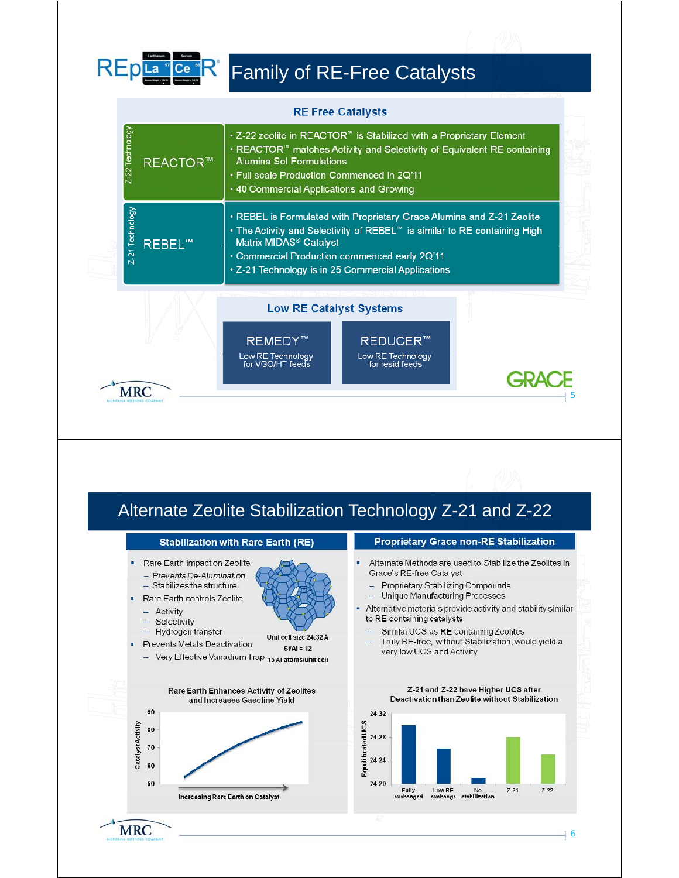# REpLaCeR® Family of RE-Free Catalysts

## RE Free Catalysts

**Z-22 Technology — REACTOR™**

- Z-22 zeolite in REACTOR™ is Stabilized with a Proprietary Element
- REACTOR™ matches Activity and Selectivity of Equivalent RE containing Alumina Sol Formulations
- Full scale Production Commenced in 2Q'11
- 40 Commercial Applications and Growing

**Z-21 Technology — REBEL™**

- REBEL is Formulated with Proprietary Grace Alumina and Z-21 Zeolite
- The Activity and Selectivity of REBEL™ is similar to RE containing High Matrix MIDAS® Catalyst
- Commercial Production commenced early 2Q'11
- Z-21 Technology is in 25 Commercial Applications

## Low RE Catalyst Systems

**REMEDY™** — Low RE Technology for VGO/HT feeds

**REDUCER™** — Low RE Technology for resid feeds

GRACE

MRC Montana Refining Company

# Alternate Zeolite Stabilization Technology Z-21 and Z-22

## Stabilization with Rare Earth (RE)

- Rare Earth impact on Zeolite
  - *Prevents De-Alumination*
  - Stabilizes the structure
- Rare Earth controls Zeolite
  - Activity
  - Selectivity
  - Hydrogen transfer
- Prevents Metals Deactivation
  - Very Effective Vanadium Trap

Unit cell size 24.32 A

Si/Al = 12

15 Al atoms/unit cell

**Rare Earth Enhances Activity of Zeolites and Increases Gasoline Yield**

(Chart: Catalyst Activity, 50–90, vs. Increasing Rare Earth on Catalyst)

## Proprietary Grace non-RE Stabilization

- Alternate Methods are used to Stabilize the Zeolites in Grace's RE-free Catalyst
  - Proprietary Stabilizing Compounds
  - Unique Manufacturing Processes
- Alternative materials provide activity and stability similar to RE containing catalysts
  - Similar UCS as RE containing Zeolites
  - Truly RE-free, without Stabilization, would yield a very low UCS and Activity

**Z-21 and Z-22 have Higher UCS after Deactivation than Zeolite without Stabilization**

(Chart: Equilibrated UCS, 24.20–24.32, for Fully exchanged, Low RE exchange, No stabilization, Z-21, Z-22)

MRC Montana Refining Company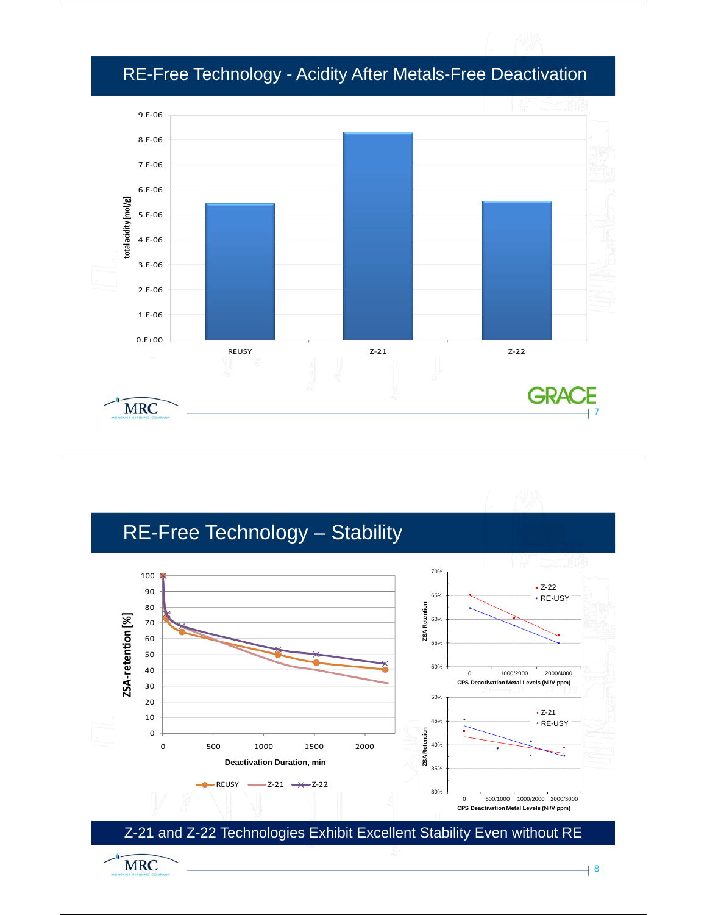# RE-Free Technology - Acidity After Metals-Free Deactivation

total acidity [mol/g]

| | REUSY | Z-21 | Z-22 |
|---|---|---|---|

# RE-Free Technology – Stability

ZSA-retention [%]

Deactivation Duration, min

REUSY — Z-21 — Z-22

ZSA Retention

CPS Deactivation Metal Levels (Ni/V ppm)

Z-22 • RE-USY

Z-21 • RE-USY

## Z-21 and Z-22 Technologies Exhibit Excellent Stability Even without RE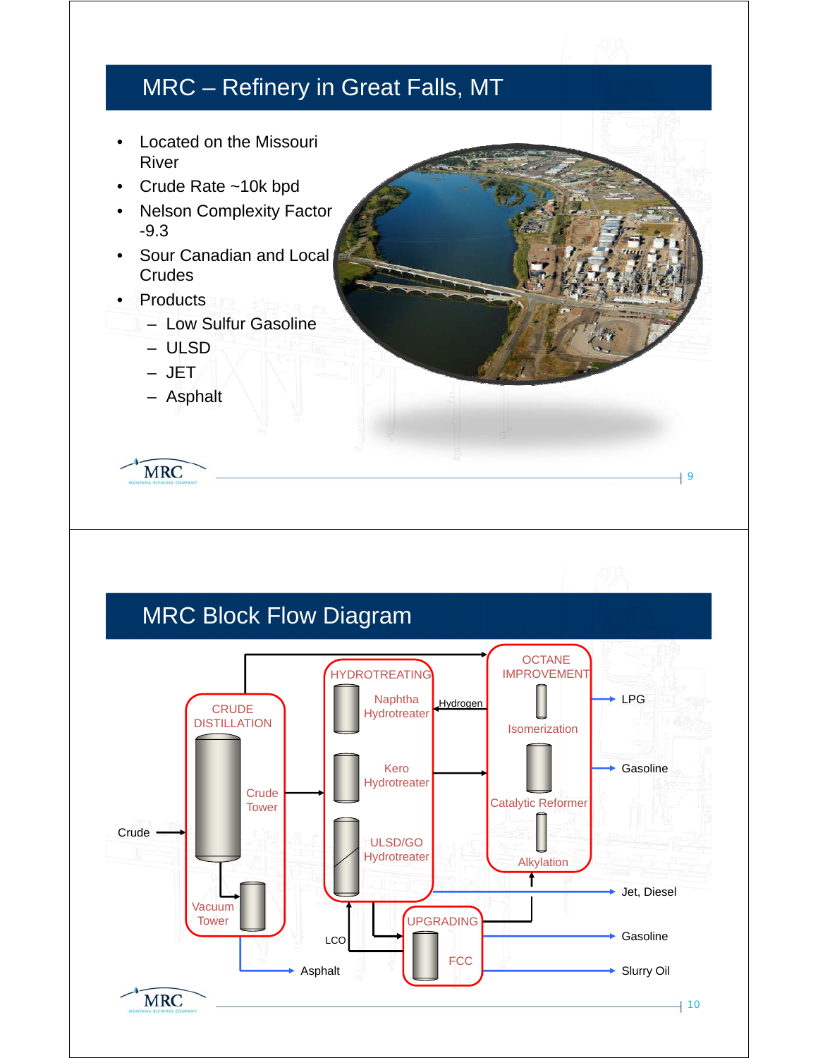# MRC – Refinery in Great Falls, MT

- Located on the Missouri River
- Crude Rate ~10k bpd
- Nelson Complexity Factor -9.3
- Sour Canadian and Local Crudes
- Products
  - Low Sulfur Gasoline
  - ULSD
  - JET
  - Asphalt

# MRC Block Flow Diagram

CRUDE DISTILLATION

Crude Tower

Vacuum Tower

Crude

Asphalt

HYDROTREATING

Naphtha Hydrotreater

Kero Hydrotreater

ULSD/GO Hydrotreater

Hydrogen

LCO

OCTANE IMPROVEMENT

Isomerization

Catalytic Reformer

Alkylation

UPGRADING

FCC

LPG

Gasoline

Jet, Diesel

Gasoline

Slurry Oil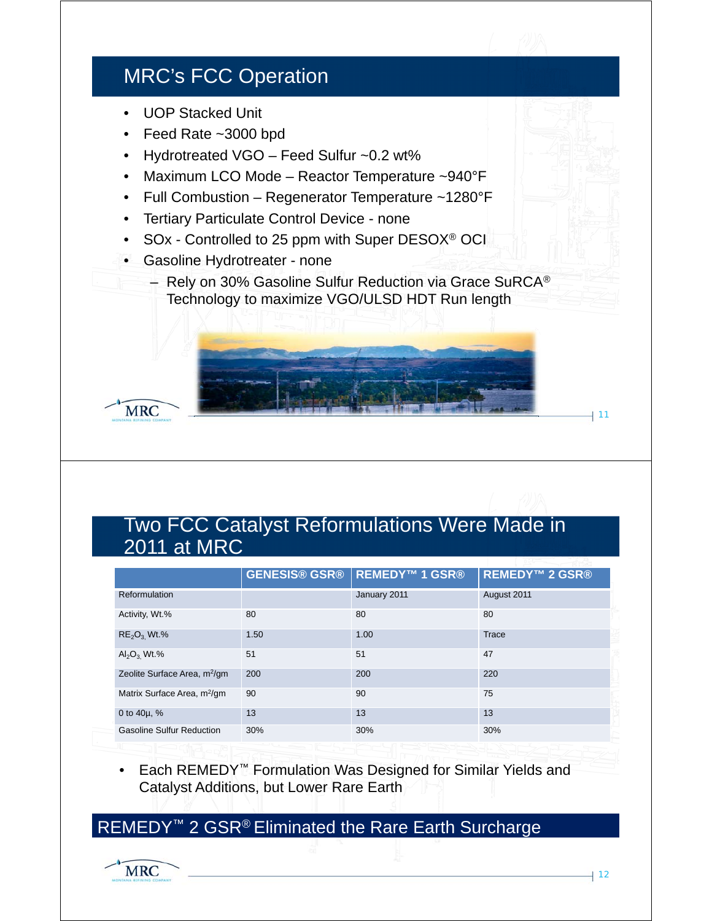## MRC's FCC Operation

- UOP Stacked Unit
- Feed Rate ~3000 bpd
- Hydrotreated VGO – Feed Sulfur ~0.2 wt%
- Maximum LCO Mode – Reactor Temperature ~940°F
- Full Combustion – Regenerator Temperature ~1280°F
- Tertiary Particulate Control Device - none
- SOx - Controlled to 25 ppm with Super DESOX® OCI
- Gasoline Hydrotreater - none
  - Rely on 30% Gasoline Sulfur Reduction via Grace SuRCA® Technology to maximize VGO/ULSD HDT Run length

## Two FCC Catalyst Reformulations Were Made in 2011 at MRC

| | GENESIS® GSR® | REMEDY™ 1 GSR® | REMEDY™ 2 GSR® |
|---|---|---|---|
| Reformulation | | January 2011 | August 2011 |
| Activity, Wt.% | 80 | 80 | 80 |
| $RE_2O_3$ Wt.% | 1.50 | 1.00 | Trace |
| $Al_2O_3$ Wt.% | 51 | 51 | 47 |
| Zeolite Surface Area, $m^2/gm$ | 200 | 200 | 220 |
| Matrix Surface Area, $m^2/gm$ | 90 | 90 | 75 |
| 0 to 40µ, % | 13 | 13 | 13 |
| Gasoline Sulfur Reduction | 30% | 30% | 30% |

- Each REMEDY™ Formulation Was Designed for Similar Yields and Catalyst Additions, but Lower Rare Earth

**REMEDY™ 2 GSR® Eliminated the Rare Earth Surcharge**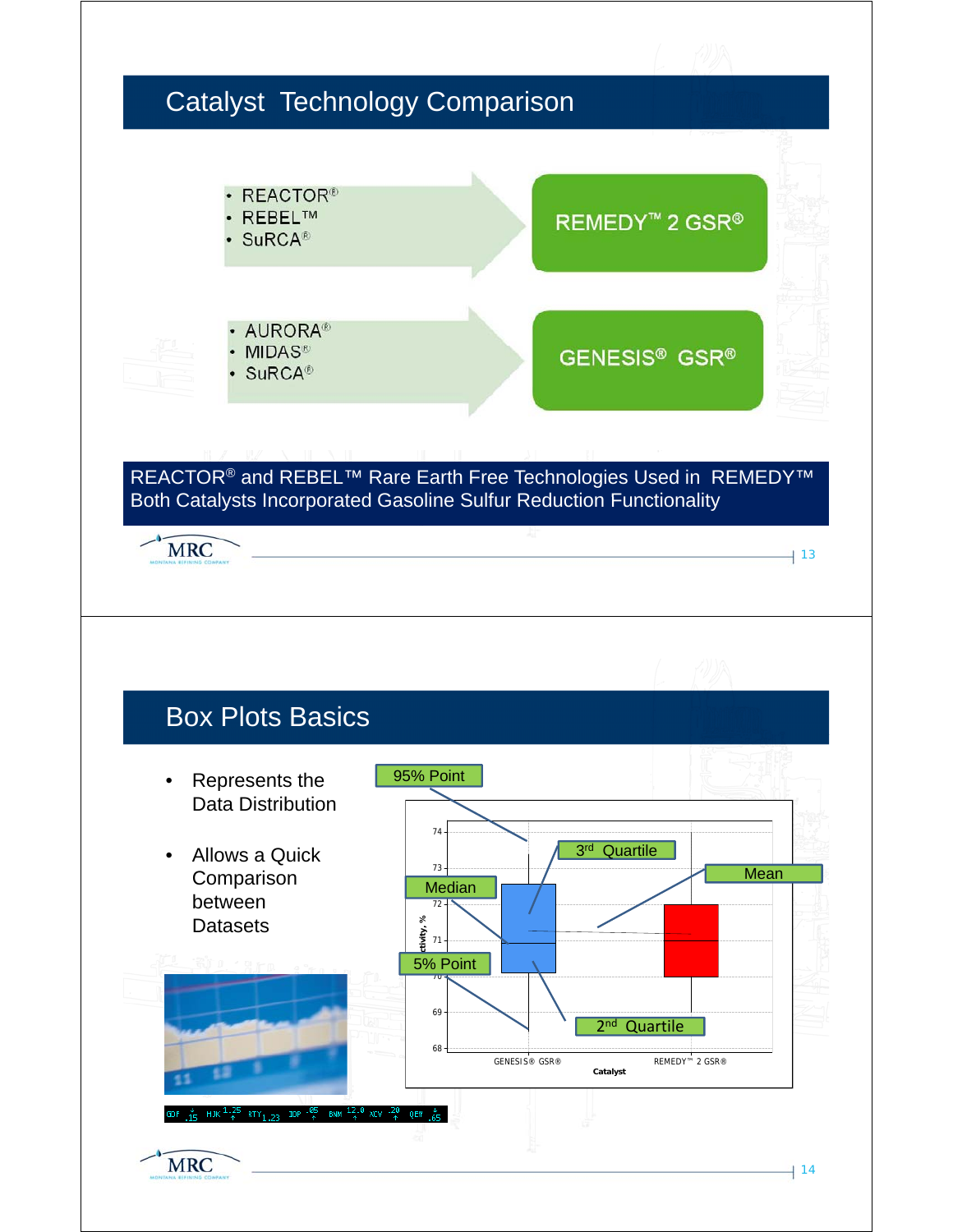## Catalyst Technology Comparison

- REACTOR®
- REBEL™
- SuRCA®

→ REMEDY™ 2 GSR®

- AURORA®
- MIDAS®
- SuRCA®

→ GENESIS® GSR®

REACTOR® and REBEL™ Rare Earth Free Technologies Used in REMEDY™
Both Catalysts Incorporated Gasoline Sulfur Reduction Functionality

## Box Plots Basics

- Represents the Data Distribution
- Allows a Quick Comparison between Datasets

95% Point

3rd Quartile

Mean

Median

5% Point

2nd Quartile

Activity, %

74, 73, 72, 71, 70, 69, 68

GENESIS® GSR® — REMEDY™ 2 GSR®

Catalyst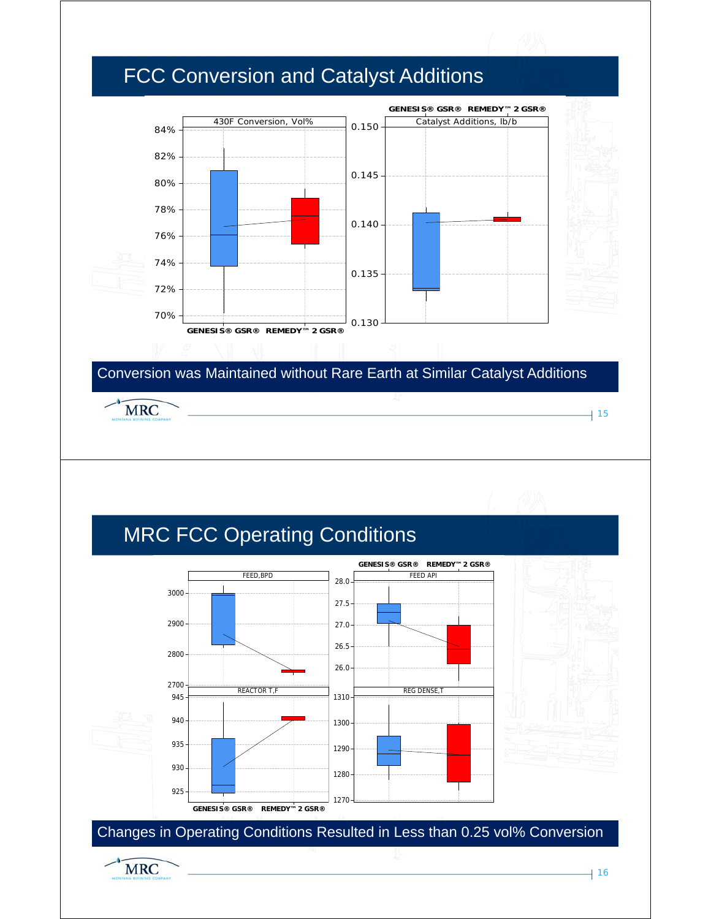# FCC Conversion and Catalyst Additions

430F Conversion, Vol%

84%
82%
80%
78%
76%
74%
72%
70%

GENESIS® GSR® REMEDY™ 2 GSR®

Catalyst Additions, lb/b

0.150
0.145
0.140
0.135
0.130

GENESIS® GSR® REMEDY™ 2 GSR®

**Conversion was Maintained without Rare Earth at Similar Catalyst Additions**

# MRC FCC Operating Conditions

GENESIS® GSR® REMEDY™ 2 GSR®

FEED,BPD

3000
2900
2800
2700

FEED API

28.0
27.5
27.0
26.5
26.0

REACTOR T,F

945
940
935
930
925

REG DENSE,T

1310
1300
1290
1280
1270

GENESIS® GSR® REMEDY™ 2 GSR®

**Changes in Operating Conditions Resulted in Less than 0.25 vol% Conversion**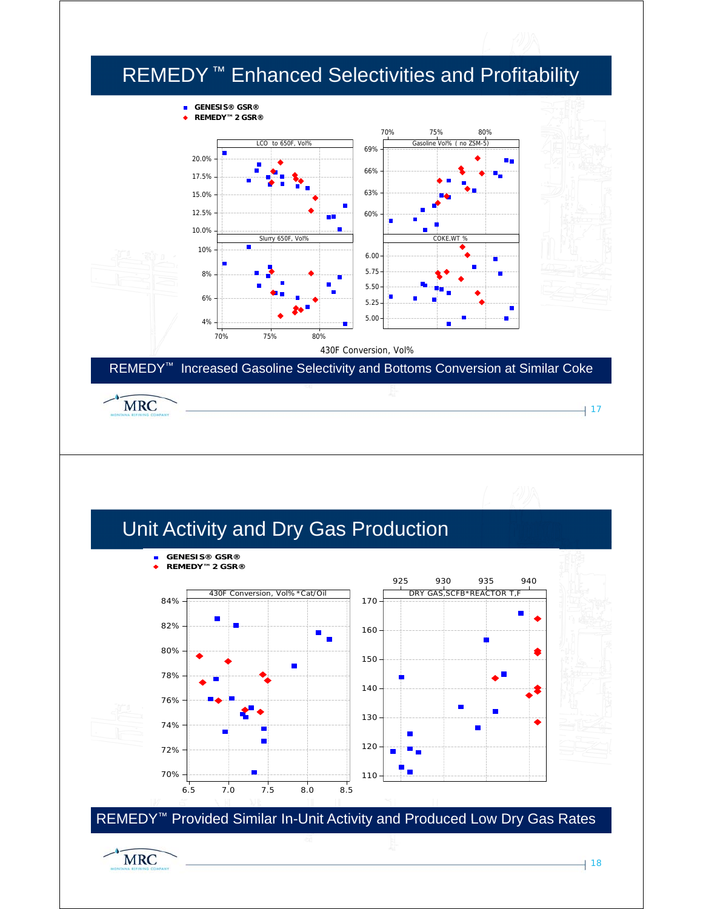# REMEDY ™ Enhanced Selectivities and Profitability

- GENESIS® GSR®
- REMEDY™ 2 GSR®

LCO to 650F, Vol% | Gasoline Vol% ( no ZSM-5) | Slurry 650F, Vol% | COKE,WT %

430F Conversion, Vol%

REMEDY™ Increased Gasoline Selectivity and Bottoms Conversion at Similar Coke

# Unit Activity and Dry Gas Production

- GENESIS® GSR®
- REMEDY™ 2 GSR®

430F Conversion, Vol% *Cat/Oil | DRY GAS,SCFB*REACTOR T,F

REMEDY™ Provided Similar In-Unit Activity and Produced Low Dry Gas Rates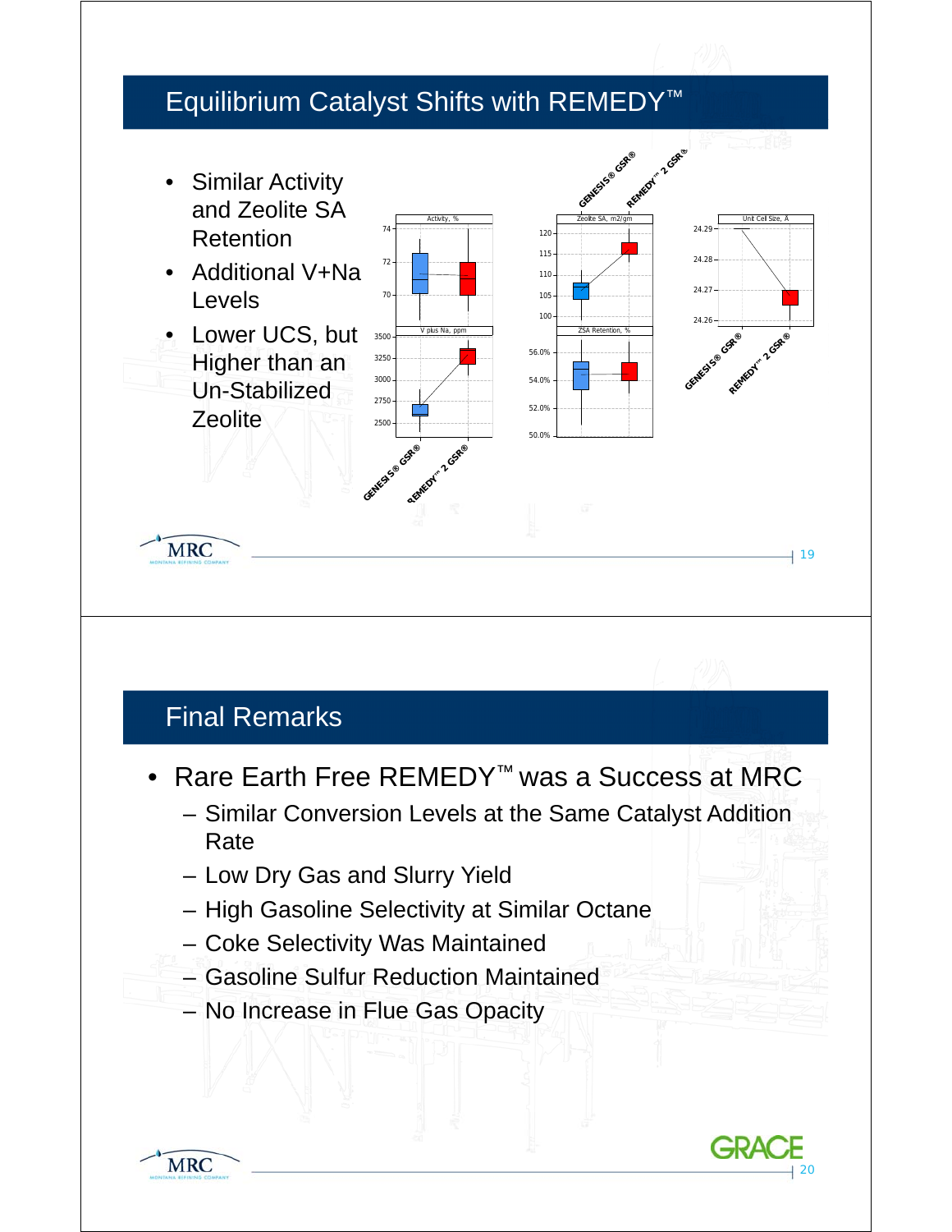## Equilibrium Catalyst Shifts with REMEDY™

- Similar Activity and Zeolite SA Retention
- Additional V+Na Levels
- Lower UCS, but Higher than an Un-Stabilized Zeolite

## Final Remarks

- Rare Earth Free REMEDY™ was a Success at MRC
  - Similar Conversion Levels at the Same Catalyst Addition Rate
  - Low Dry Gas and Slurry Yield
  - High Gasoline Selectivity at Similar Octane
  - Coke Selectivity Was Maintained
  - Gasoline Sulfur Reduction Maintained
  - No Increase in Flue Gas Opacity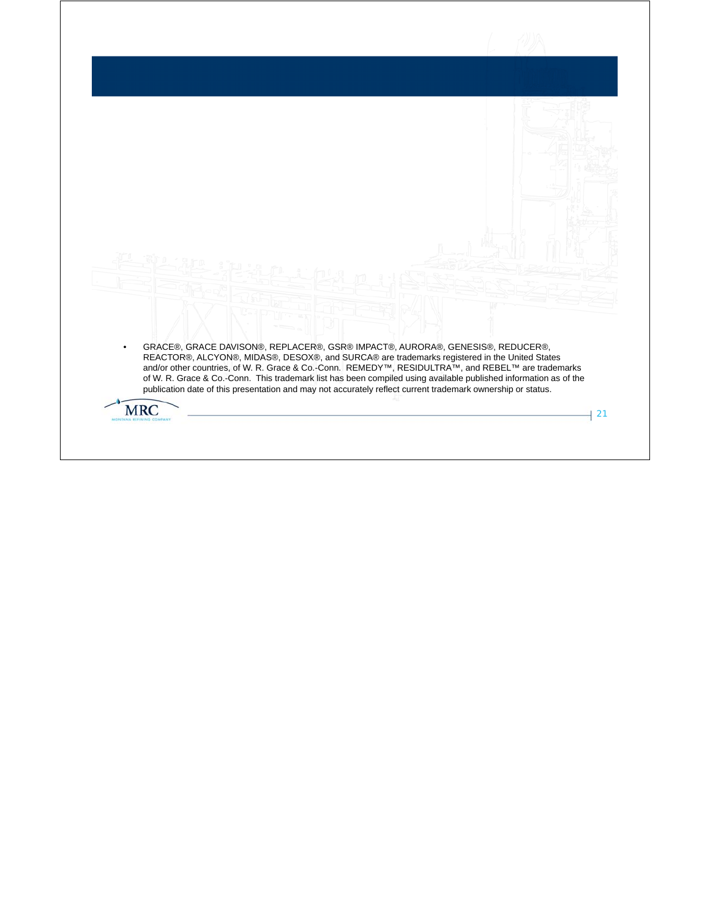- GRACE®, GRACE DAVISON®, REPLACER®, GSR® IMPACT®, AURORA®, GENESIS®, REDUCER®, REACTOR®, ALCYON®, MIDAS®, DESOX®, and SURCA® are trademarks registered in the United States and/or other countries, of W. R. Grace & Co.-Conn. REMEDY™, RESIDULTRA™, and REBEL™ are trademarks of W. R. Grace & Co.-Conn. This trademark list has been compiled using available published information as of the publication date of this presentation and may not accurately reflect current trademark ownership or status.